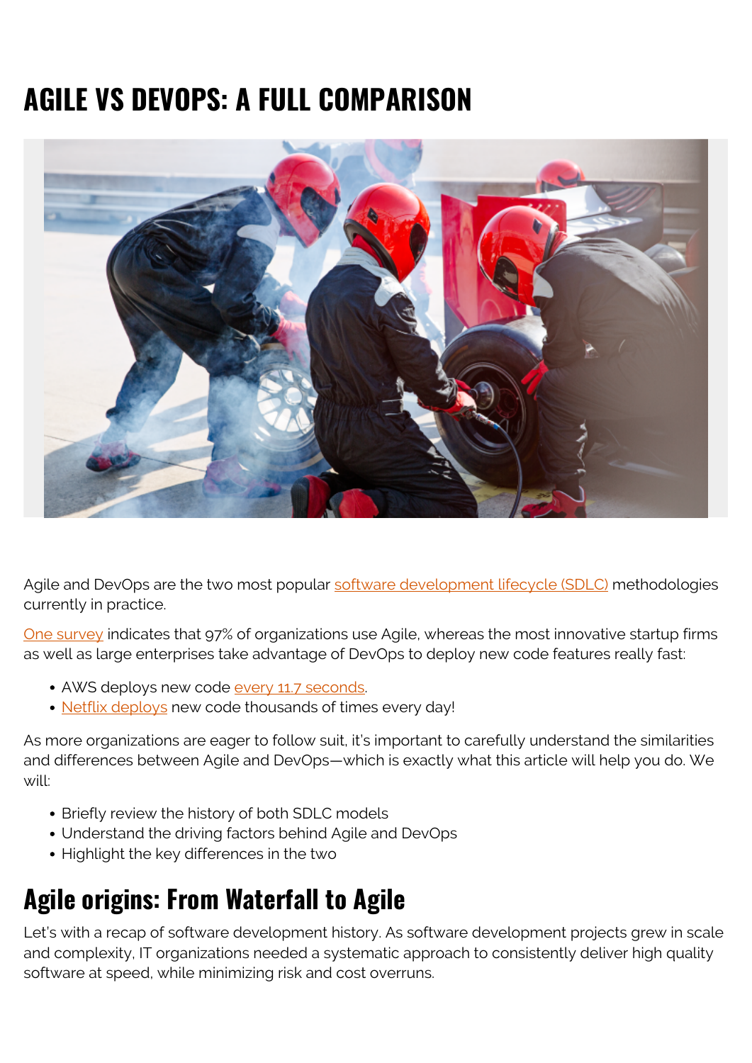# AGILE VS DEVOPS: A FULL COMPARISON

Agile and DevOps are the two most popular software development lifecycle (SDLC) methodologies currently in practice.

One survey indicates that 97% of organizations use Agile, whereas the most innovative startup firms as well as large enterprises take advantage of DevOps to deploy new code features really fast:

- AWS deploys new code every 11.7 seconds.
- Netflix deploys new code thousands of times every day!

As more organizations are eager to follow suit, it's important to carefully understand the similarities and differences between Agile and DevOps—which is exactly what this article will help you do. We will:

- Briefly review the history of both SDLC models
- Understand the driving factors behind Agile and DevOps
- Highlight the key differences in the two

## Agile origins: From Waterfall to Agile

Let's with a recap of software development history. As software development projects grew in scale and complexity, IT organizations needed a systematic approach to consistently deliver high quality software at speed, while minimizing risk and cost overruns.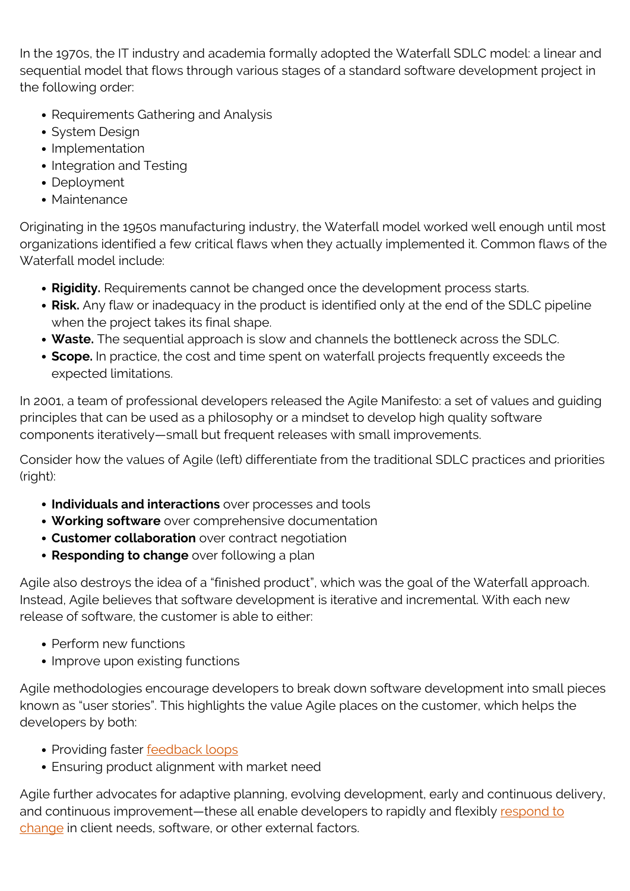In the 1970s, the IT industry and academia formally adopted the Waterfall SDLC model: a linear and sequential model that flows through various stages of a standard software development project in the following order:

- Requirements Gathering and Analysis
- System Design
- Implementation
- Integration and Testing
- Deployment
- Maintenance

Originating in the 1950s manufacturing industry, the Waterfall model worked well enough until most organizations identified a few critical flaws when they actually implemented it. Common flaws of the Waterfall model include:

- **Rigidity.** Requirements cannot be changed once the development process starts.
- **Risk.** Any flaw or inadequacy in the product is identified only at the end of the SDLC pipeline when the project takes its final shape.
- **Waste.** The sequential approach is slow and channels the bottleneck across the SDLC.
- **Scope.** In practice, the cost and time spent on waterfall projects frequently exceeds the expected limitations.

In 2001, a team of professional developers released the Agile Manifesto: a set of values and guiding principles that can be used as a philosophy or a mindset to develop high quality software components iteratively—small but frequent releases with small improvements.

Consider how the values of Agile (left) differentiate from the traditional SDLC practices and priorities (right):

- **Individuals and interactions** over processes and tools
- **Working software** over comprehensive documentation
- **Customer collaboration** over contract negotiation
- **Responding to change** over following a plan

Agile also destroys the idea of a "finished product", which was the goal of the Waterfall approach. Instead, Agile believes that software development is iterative and incremental. With each new release of software, the customer is able to either:

- Perform new functions
- Improve upon existing functions

Agile methodologies encourage developers to break down software development into small pieces known as "user stories". This highlights the value Agile places on the customer, which helps the developers by both:

- Providing faster feedback loops
- Ensuring product alignment with market need

Agile further advocates for adaptive planning, evolving development, early and continuous delivery, and continuous improvement—these all enable developers to rapidly and flexibly respond to change in client needs, software, or other external factors.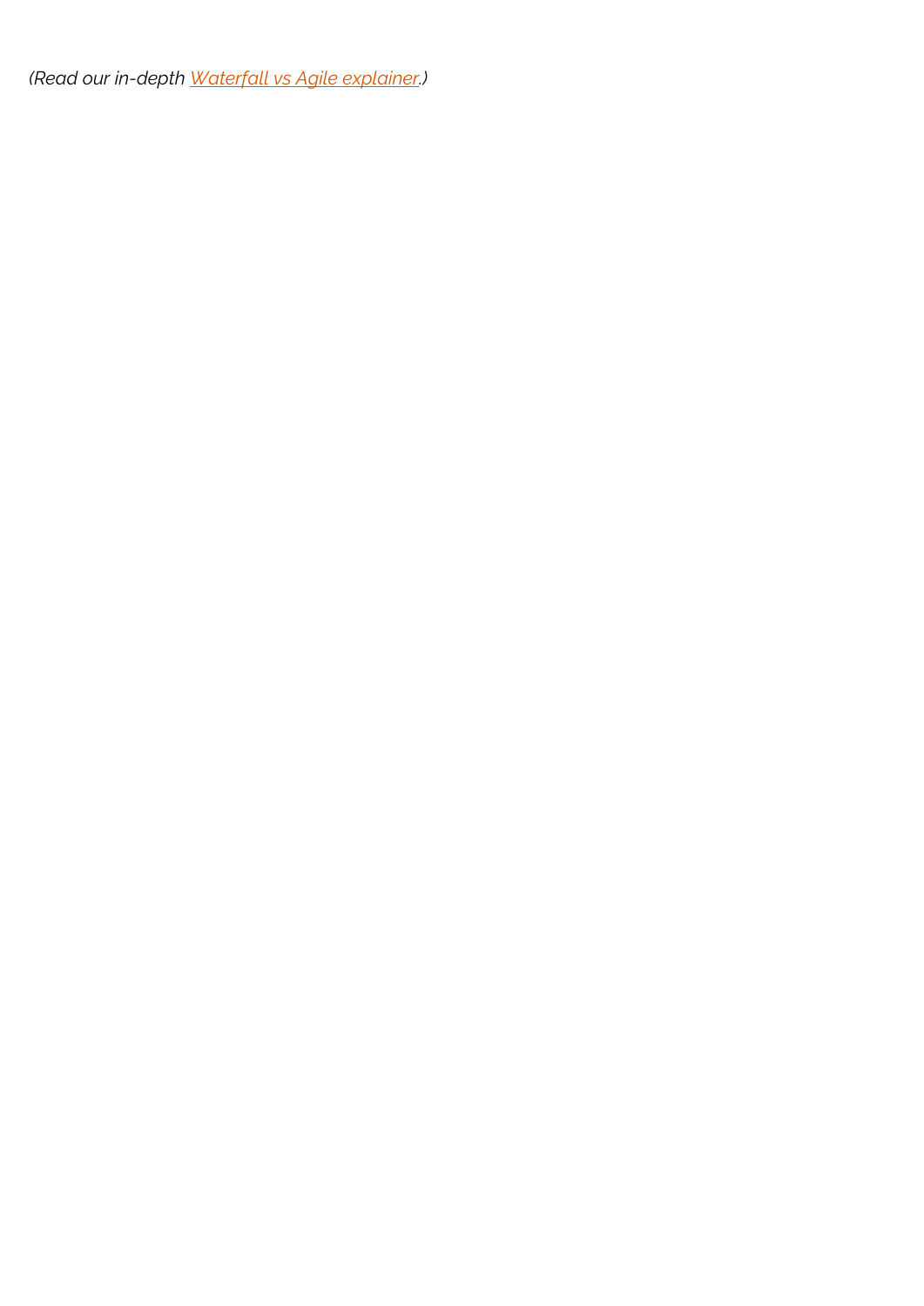*(Read our in-depth Waterfall vs Agile explainer.)*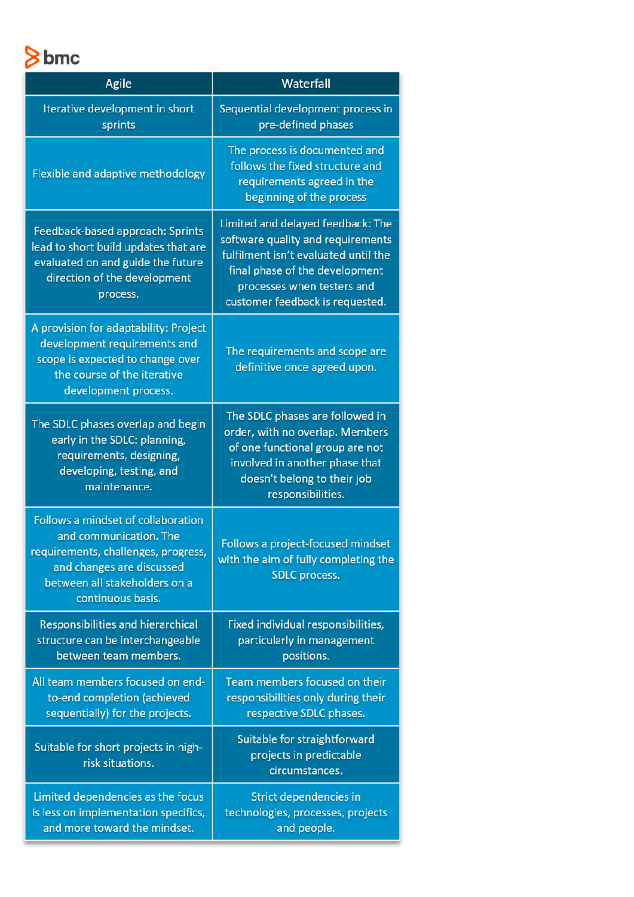| Agile | Waterfall |
|---|---|
| Iterative development in short sprints | Sequential development process in pre-defined phases |
| Flexible and adaptive methodology | The process is documented and follows the fixed structure and requirements agreed in the beginning of the process |
| Feedback-based approach: Sprints lead to short build updates that are evaluated on and guide the future direction of the development process. | Limited and delayed feedback: The software quality and requirements fulfilment isn't evaluated until the final phase of the development processes when testers and customer feedback is requested. |
| A provision for adaptability: Project development requirements and scope is expected to change over the course of the iterative development process. | The requirements and scope are definitive once agreed upon. |
| The SDLC phases overlap and begin early in the SDLC: planning, requirements, designing, developing, testing, and maintenance. | The SDLC phases are followed in order, with no overlap. Members of one functional group are not involved in another phase that doesn't belong to their job responsibilities. |
| Follows a mindset of collaboration and communication. The requirements, challenges, progress, and changes are discussed between all stakeholders on a continuous basis. | Follows a project-focused mindset with the aim of fully completing the SDLC process. |
| Responsibilities and hierarchical structure can be interchangeable between team members. | Fixed individual responsibilities, particularly in management positions. |
| All team members focused on end-to-end completion (achieved sequentially) for the projects. | Team members focused on their responsibilities only during their respective SDLC phases. |
| Suitable for short projects in high-risk situations. | Suitable for straightforward projects in predictable circumstances. |
| Limited dependencies as the focus is less on implementation specifics, and more toward the mindset. | Strict dependencies in technologies, processes, projects and people. |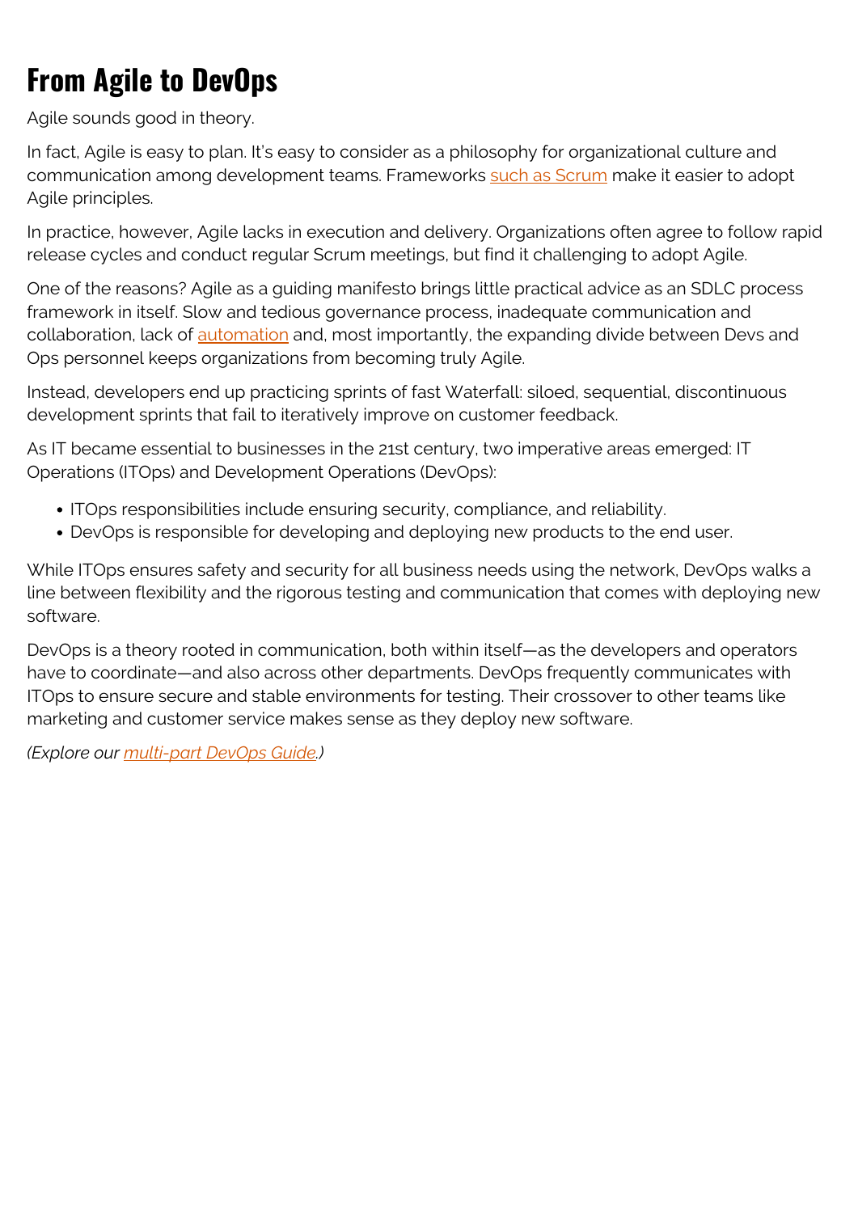# From Agile to DevOps

Agile sounds good in theory.

In fact, Agile is easy to plan. It's easy to consider as a philosophy for organizational culture and communication among development teams. Frameworks such as Scrum make it easier to adopt Agile principles.

In practice, however, Agile lacks in execution and delivery. Organizations often agree to follow rapid release cycles and conduct regular Scrum meetings, but find it challenging to adopt Agile.

One of the reasons? Agile as a guiding manifesto brings little practical advice as an SDLC process framework in itself. Slow and tedious governance process, inadequate communication and collaboration, lack of automation and, most importantly, the expanding divide between Devs and Ops personnel keeps organizations from becoming truly Agile.

Instead, developers end up practicing sprints of fast Waterfall: siloed, sequential, discontinuous development sprints that fail to iteratively improve on customer feedback.

As IT became essential to businesses in the 21st century, two imperative areas emerged: IT Operations (ITOps) and Development Operations (DevOps):

- ITOps responsibilities include ensuring security, compliance, and reliability.
- DevOps is responsible for developing and deploying new products to the end user.

While ITOps ensures safety and security for all business needs using the network, DevOps walks a line between flexibility and the rigorous testing and communication that comes with deploying new software.

DevOps is a theory rooted in communication, both within itself—as the developers and operators have to coordinate—and also across other departments. DevOps frequently communicates with ITOps to ensure secure and stable environments for testing. Their crossover to other teams like marketing and customer service makes sense as they deploy new software.

*(Explore our multi-part DevOps Guide.)*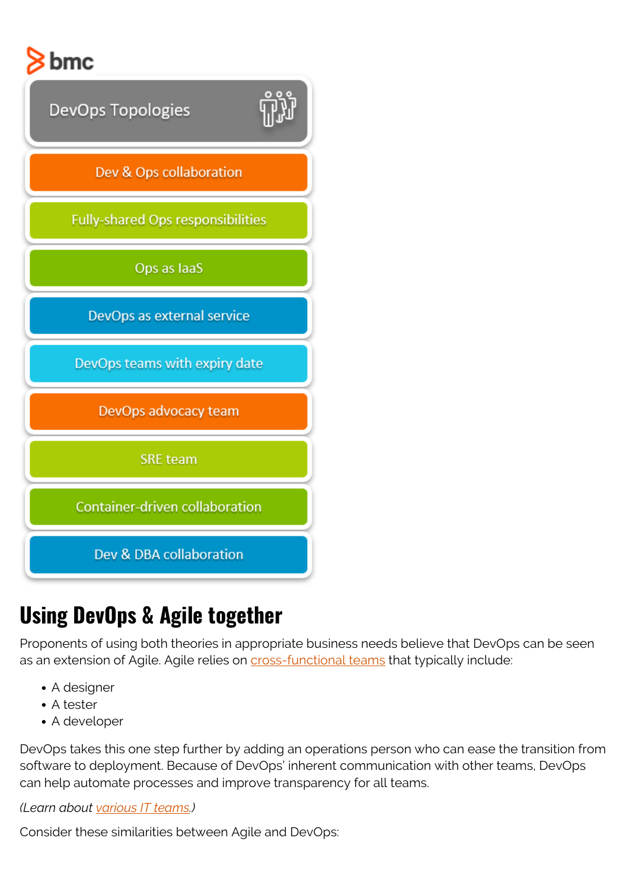DevOps Topologies

- Dev & Ops collaboration
- Fully-shared Ops responsibilities
- Ops as IaaS
- DevOps as external service
- DevOps teams with expiry date
- DevOps advocacy team
- SRE team
- Container-driven collaboration
- Dev & DBA collaboration

## Using DevOps & Agile together

Proponents of using both theories in appropriate business needs believe that DevOps can be seen as an extension of Agile. Agile relies on cross-functional teams that typically include:

- A designer
- A tester
- A developer

DevOps takes this one step further by adding an operations person who can ease the transition from software to deployment. Because of DevOps' inherent communication with other teams, DevOps can help automate processes and improve transparency for all teams.

*(Learn about various IT teams.)*

Consider these similarities between Agile and DevOps: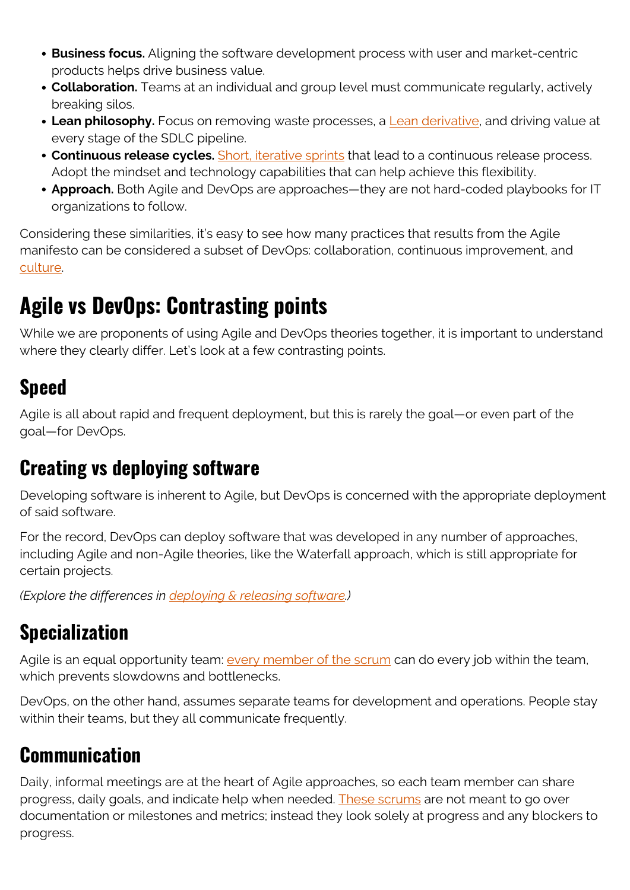- **Business focus.** Aligning the software development process with user and market-centric products helps drive business value.
- **Collaboration.** Teams at an individual and group level must communicate regularly, actively breaking silos.
- **Lean philosophy.** Focus on removing waste processes, a Lean derivative, and driving value at every stage of the SDLC pipeline.
- **Continuous release cycles.** Short, iterative sprints that lead to a continuous release process. Adopt the mindset and technology capabilities that can help achieve this flexibility.
- **Approach.** Both Agile and DevOps are approaches—they are not hard-coded playbooks for IT organizations to follow.

Considering these similarities, it's easy to see how many practices that results from the Agile manifesto can be considered a subset of DevOps: collaboration, continuous improvement, and culture.

# Agile vs DevOps: Contrasting points

While we are proponents of using Agile and DevOps theories together, it is important to understand where they clearly differ. Let's look at a few contrasting points.

## Speed

Agile is all about rapid and frequent deployment, but this is rarely the goal—or even part of the goal—for DevOps.

## Creating vs deploying software

Developing software is inherent to Agile, but DevOps is concerned with the appropriate deployment of said software.

For the record, DevOps can deploy software that was developed in any number of approaches, including Agile and non-Agile theories, like the Waterfall approach, which is still appropriate for certain projects.

*(Explore the differences in deploying & releasing software.)*

## Specialization

Agile is an equal opportunity team: every member of the scrum can do every job within the team, which prevents slowdowns and bottlenecks.

DevOps, on the other hand, assumes separate teams for development and operations. People stay within their teams, but they all communicate frequently.

## Communication

Daily, informal meetings are at the heart of Agile approaches, so each team member can share progress, daily goals, and indicate help when needed. These scrums are not meant to go over documentation or milestones and metrics; instead they look solely at progress and any blockers to progress.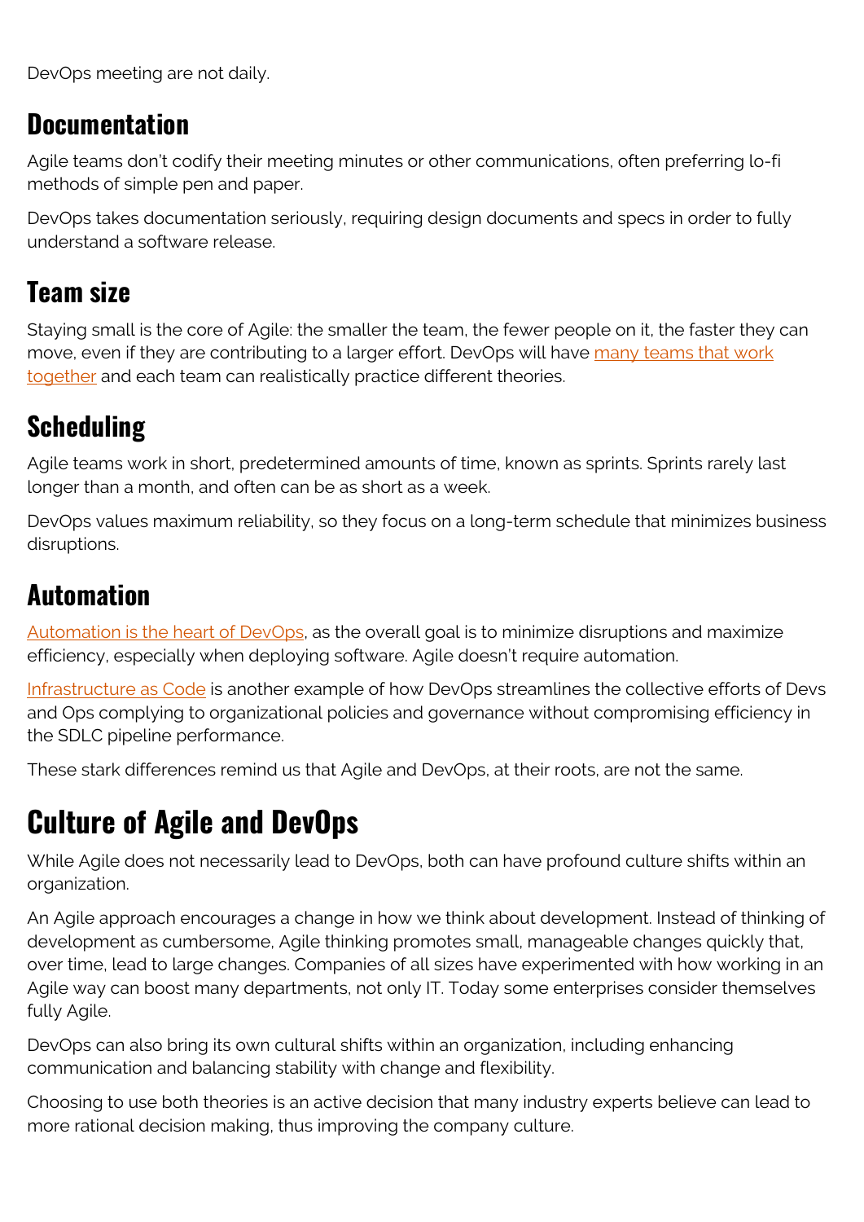DevOps meeting are not daily.

## Documentation

Agile teams don't codify their meeting minutes or other communications, often preferring lo-fi methods of simple pen and paper.

DevOps takes documentation seriously, requiring design documents and specs in order to fully understand a software release.

## Team size

Staying small is the core of Agile: the smaller the team, the fewer people on it, the faster they can move, even if they are contributing to a larger effort. DevOps will have [many teams that work together]() and each team can realistically practice different theories.

## Scheduling

Agile teams work in short, predetermined amounts of time, known as sprints. Sprints rarely last longer than a month, and often can be as short as a week.

DevOps values maximum reliability, so they focus on a long-term schedule that minimizes business disruptions.

## Automation

[Automation is the heart of DevOps](), as the overall goal is to minimize disruptions and maximize efficiency, especially when deploying software. Agile doesn't require automation.

[Infrastructure as Code]() is another example of how DevOps streamlines the collective efforts of Devs and Ops complying to organizational policies and governance without compromising efficiency in the SDLC pipeline performance.

These stark differences remind us that Agile and DevOps, at their roots, are not the same.

# Culture of Agile and DevOps

While Agile does not necessarily lead to DevOps, both can have profound culture shifts within an organization.

An Agile approach encourages a change in how we think about development. Instead of thinking of development as cumbersome, Agile thinking promotes small, manageable changes quickly that, over time, lead to large changes. Companies of all sizes have experimented with how working in an Agile way can boost many departments, not only IT. Today some enterprises consider themselves fully Agile.

DevOps can also bring its own cultural shifts within an organization, including enhancing communication and balancing stability with change and flexibility.

Choosing to use both theories is an active decision that many industry experts believe can lead to more rational decision making, thus improving the company culture.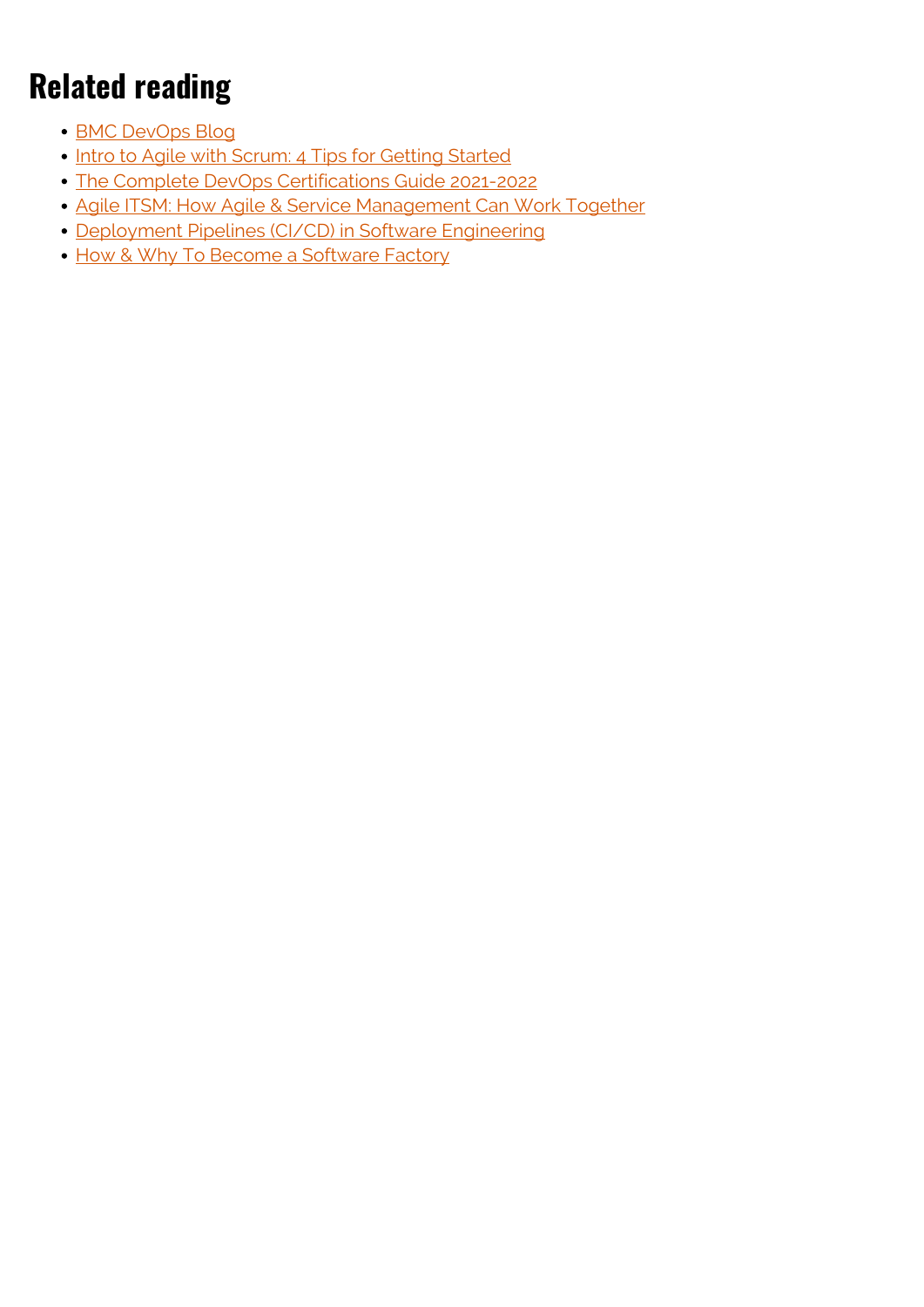## Related reading

- BMC DevOps Blog
- Intro to Agile with Scrum: 4 Tips for Getting Started
- The Complete DevOps Certifications Guide 2021-2022
- Agile ITSM: How Agile & Service Management Can Work Together
- Deployment Pipelines (CI/CD) in Software Engineering
- How & Why To Become a Software Factory